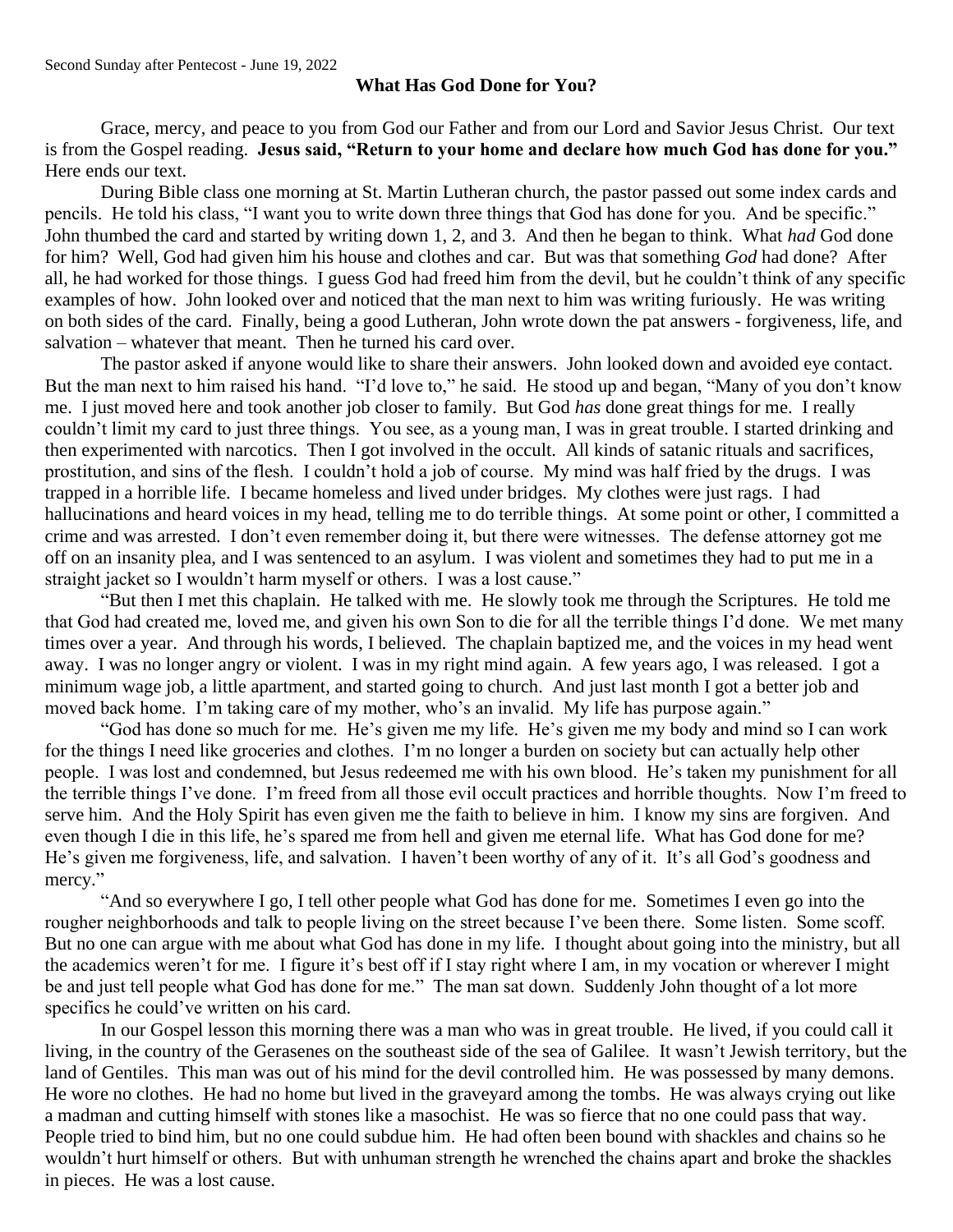Second Sunday after Pentecost - June 19, 2022

## What Has God Done for You?

Grace, mercy, and peace to you from God our Father and from our Lord and Savior Jesus Christ. Our text is from the Gospel reading. **Jesus said, "Return to your home and declare how much God has done for you."** Here ends our text.

During Bible class one morning at St. Martin Lutheran church, the pastor passed out some index cards and pencils. He told his class, "I want you to write down three things that God has done for you. And be specific." John thumbed the card and started by writing down 1, 2, and 3. And then he began to think. What *had* God done for him? Well, God had given him his house and clothes and car. But was that something *God* had done? After all, he had worked for those things. I guess God had freed him from the devil, but he couldn't think of any specific examples of how. John looked over and noticed that the man next to him was writing furiously. He was writing on both sides of the card. Finally, being a good Lutheran, John wrote down the pat answers - forgiveness, life, and salvation – whatever that meant. Then he turned his card over.

The pastor asked if anyone would like to share their answers. John looked down and avoided eye contact. But the man next to him raised his hand. "I'd love to," he said. He stood up and began, "Many of you don't know me. I just moved here and took another job closer to family. But God *has* done great things for me. I really couldn't limit my card to just three things. You see, as a young man, I was in great trouble. I started drinking and then experimented with narcotics. Then I got involved in the occult. All kinds of satanic rituals and sacrifices, prostitution, and sins of the flesh. I couldn't hold a job of course. My mind was half fried by the drugs. I was trapped in a horrible life. I became homeless and lived under bridges. My clothes were just rags. I had hallucinations and heard voices in my head, telling me to do terrible things. At some point or other, I committed a crime and was arrested. I don't even remember doing it, but there were witnesses. The defense attorney got me off on an insanity plea, and I was sentenced to an asylum. I was violent and sometimes they had to put me in a straight jacket so I wouldn't harm myself or others. I was a lost cause."

"But then I met this chaplain. He talked with me. He slowly took me through the Scriptures. He told me that God had created me, loved me, and given his own Son to die for all the terrible things I'd done. We met many times over a year. And through his words, I believed. The chaplain baptized me, and the voices in my head went away. I was no longer angry or violent. I was in my right mind again. A few years ago, I was released. I got a minimum wage job, a little apartment, and started going to church. And just last month I got a better job and moved back home. I'm taking care of my mother, who's an invalid. My life has purpose again."

"God has done so much for me. He's given me my life. He's given me my body and mind so I can work for the things I need like groceries and clothes. I'm no longer a burden on society but can actually help other people. I was lost and condemned, but Jesus redeemed me with his own blood. He's taken my punishment for all the terrible things I've done. I'm freed from all those evil occult practices and horrible thoughts. Now I'm freed to serve him. And the Holy Spirit has even given me the faith to believe in him. I know my sins are forgiven. And even though I die in this life, he's spared me from hell and given me eternal life. What has God done for me? He's given me forgiveness, life, and salvation. I haven't been worthy of any of it. It's all God's goodness and mercy."

"And so everywhere I go, I tell other people what God has done for me. Sometimes I even go into the rougher neighborhoods and talk to people living on the street because I've been there. Some listen. Some scoff. But no one can argue with me about what God has done in my life. I thought about going into the ministry, but all the academics weren't for me. I figure it's best off if I stay right where I am, in my vocation or wherever I might be and just tell people what God has done for me." The man sat down. Suddenly John thought of a lot more specifics he could've written on his card.

In our Gospel lesson this morning there was a man who was in great trouble. He lived, if you could call it living, in the country of the Gerasenes on the southeast side of the sea of Galilee. It wasn't Jewish territory, but the land of Gentiles. This man was out of his mind for the devil controlled him. He was possessed by many demons. He wore no clothes. He had no home but lived in the graveyard among the tombs. He was always crying out like a madman and cutting himself with stones like a masochist. He was so fierce that no one could pass that way. People tried to bind him, but no one could subdue him. He had often been bound with shackles and chains so he wouldn't hurt himself or others. But with unhuman strength he wrenched the chains apart and broke the shackles in pieces. He was a lost cause.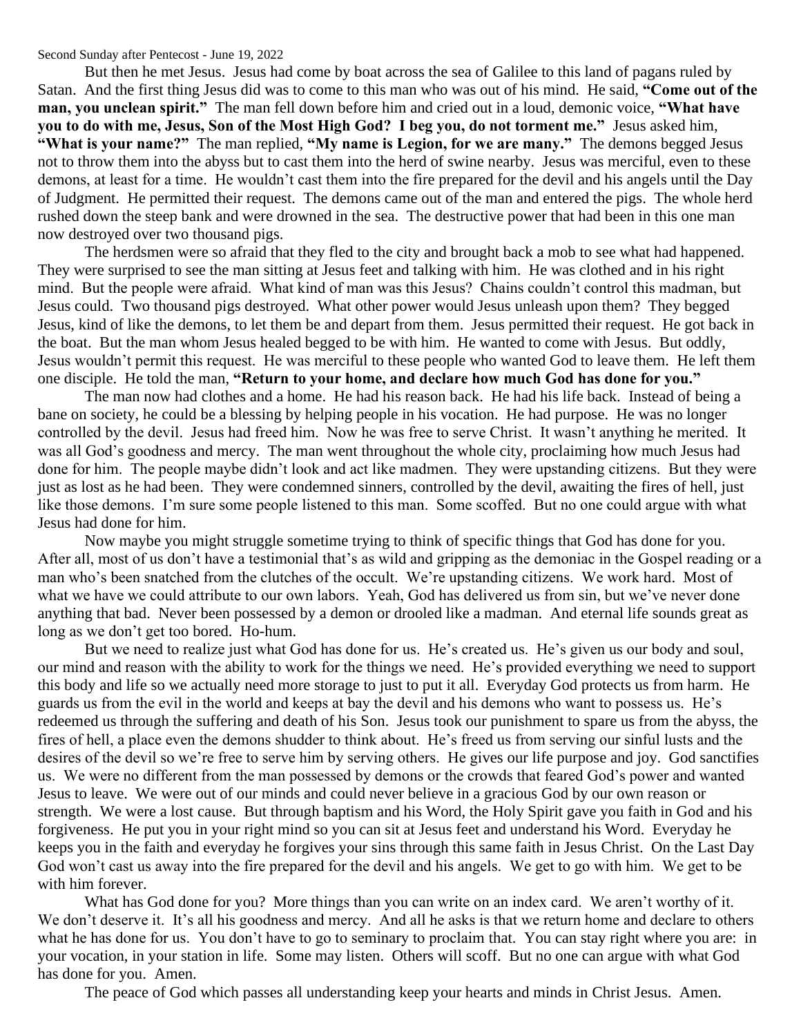Second Sunday after Pentecost - June 19, 2022

But then he met Jesus. Jesus had come by boat across the sea of Galilee to this land of pagans ruled by Satan. And the first thing Jesus did was to come to this man who was out of his mind. He said, **"Come out of the man, you unclean spirit."** The man fell down before him and cried out in a loud, demonic voice, **"What have you to do with me, Jesus, Son of the Most High God? I beg you, do not torment me."** Jesus asked him, **"What is your name?"** The man replied, **"My name is Legion, for we are many."** The demons begged Jesus not to throw them into the abyss but to cast them into the herd of swine nearby. Jesus was merciful, even to these demons, at least for a time. He wouldn't cast them into the fire prepared for the devil and his angels until the Day of Judgment. He permitted their request. The demons came out of the man and entered the pigs. The whole herd rushed down the steep bank and were drowned in the sea. The destructive power that had been in this one man now destroyed over two thousand pigs.

The herdsmen were so afraid that they fled to the city and brought back a mob to see what had happened. They were surprised to see the man sitting at Jesus feet and talking with him. He was clothed and in his right mind. But the people were afraid. What kind of man was this Jesus? Chains couldn't control this madman, but Jesus could. Two thousand pigs destroyed. What other power would Jesus unleash upon them? They begged Jesus, kind of like the demons, to let them be and depart from them. Jesus permitted their request. He got back in the boat. But the man whom Jesus healed begged to be with him. He wanted to come with Jesus. But oddly, Jesus wouldn't permit this request. He was merciful to these people who wanted God to leave them. He left them one disciple. He told the man, **"Return to your home, and declare how much God has done for you."**

The man now had clothes and a home. He had his reason back. He had his life back. Instead of being a bane on society, he could be a blessing by helping people in his vocation. He had purpose. He was no longer controlled by the devil. Jesus had freed him. Now he was free to serve Christ. It wasn't anything he merited. It was all God's goodness and mercy. The man went throughout the whole city, proclaiming how much Jesus had done for him. The people maybe didn't look and act like madmen. They were upstanding citizens. But they were just as lost as he had been. They were condemned sinners, controlled by the devil, awaiting the fires of hell, just like those demons. I'm sure some people listened to this man. Some scoffed. But no one could argue with what Jesus had done for him.

Now maybe you might struggle sometime trying to think of specific things that God has done for you. After all, most of us don't have a testimonial that's as wild and gripping as the demoniac in the Gospel reading or a man who's been snatched from the clutches of the occult. We're upstanding citizens. We work hard. Most of what we have we could attribute to our own labors. Yeah, God has delivered us from sin, but we've never done anything that bad. Never been possessed by a demon or drooled like a madman. And eternal life sounds great as long as we don't get too bored. Ho-hum.

But we need to realize just what God has done for us. He's created us. He's given us our body and soul, our mind and reason with the ability to work for the things we need. He's provided everything we need to support this body and life so we actually need more storage to just to put it all. Everyday God protects us from harm. He guards us from the evil in the world and keeps at bay the devil and his demons who want to possess us. He's redeemed us through the suffering and death of his Son. Jesus took our punishment to spare us from the abyss, the fires of hell, a place even the demons shudder to think about. He's freed us from serving our sinful lusts and the desires of the devil so we're free to serve him by serving others. He gives our life purpose and joy. God sanctifies us. We were no different from the man possessed by demons or the crowds that feared God's power and wanted Jesus to leave. We were out of our minds and could never believe in a gracious God by our own reason or strength. We were a lost cause. But through baptism and his Word, the Holy Spirit gave you faith in God and his forgiveness. He put you in your right mind so you can sit at Jesus feet and understand his Word. Everyday he keeps you in the faith and everyday he forgives your sins through this same faith in Jesus Christ. On the Last Day God won't cast us away into the fire prepared for the devil and his angels. We get to go with him. We get to be with him forever.

What has God done for you? More things than you can write on an index card. We aren't worthy of it. We don't deserve it. It's all his goodness and mercy. And all he asks is that we return home and declare to others what he has done for us. You don't have to go to seminary to proclaim that. You can stay right where you are: in your vocation, in your station in life. Some may listen. Others will scoff. But no one can argue with what God has done for you. Amen.

The peace of God which passes all understanding keep your hearts and minds in Christ Jesus. Amen.